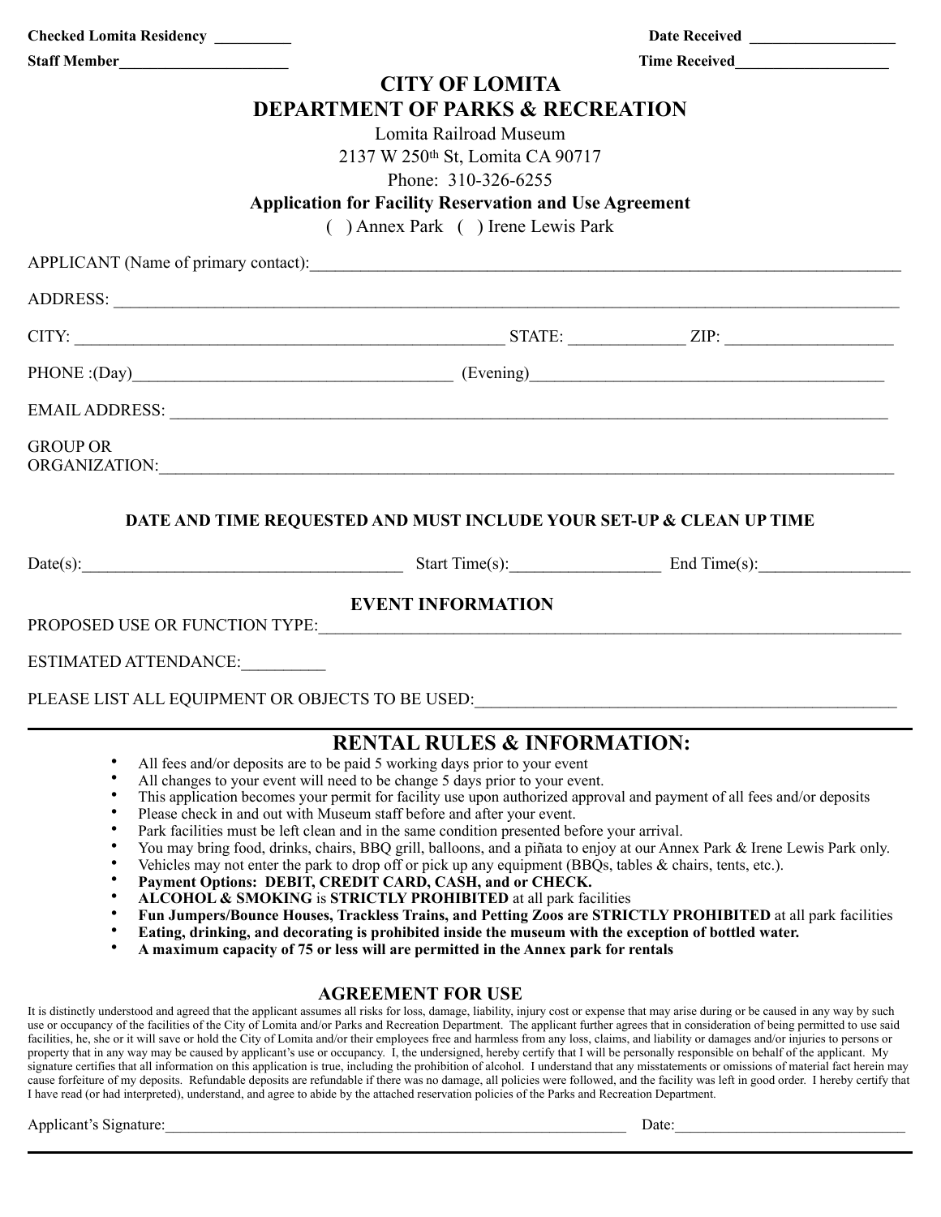**Checked Lomita Residency** __________ **Date Received** ___________________

**Staff Member**_____________________ **Time Received**___________________

# CITY OF LOMITA
## DEPARTMENT OF PARKS & RECREATION

Lomita Railroad Museum

2137 W 250th St, Lomita CA 90717

Phone: 310-326-6255

**Application for Facility Reservation and Use Agreement**

( ) Annex Park ( ) Irene Lewis Park

APPLICANT (Name of primary contact):_______________________________________________

ADDRESS: _______________________________________________

CITY: ______________________________ STATE: _____________ ZIP: ___________________

PHONE :(Day)______________________________ (Evening)______________________________

EMAIL ADDRESS: _______________________________________________

GROUP OR ORGANIZATION:_______________________________________________

**DATE AND TIME REQUESTED AND MUST INCLUDE YOUR SET-UP & CLEAN UP TIME**

Date(s):______________________________ Start Time(s):_________________ End Time(s):_________________

**EVENT INFORMATION**

PROPOSED USE OR FUNCTION TYPE:_______________________________________________

ESTIMATED ATTENDANCE:__________

PLEASE LIST ALL EQUIPMENT OR OBJECTS TO BE USED:_______________________________________________

## RENTAL RULES & INFORMATION:

- All fees and/or deposits are to be paid 5 working days prior to your event
- All changes to your event will need to be change 5 days prior to your event.
- This application becomes your permit for facility use upon authorized approval and payment of all fees and/or deposits
- Please check in and out with Museum staff before and after your event.
- Park facilities must be left clean and in the same condition presented before your arrival.
- You may bring food, drinks, chairs, BBQ grill, balloons, and a piñata to enjoy at our Annex Park & Irene Lewis Park only.
- Vehicles may not enter the park to drop off or pick up any equipment (BBQs, tables & chairs, tents, etc.).
- **Payment Options: DEBIT, CREDIT CARD, CASH, and or CHECK.**
- **ALCOHOL & SMOKING** is **STRICTLY PROHIBITED** at all park facilities
- **Fun Jumpers/Bounce Houses, Trackless Trains, and Petting Zoos are STRICTLY PROHIBITED** at all park facilities
- **Eating, drinking, and decorating is prohibited inside the museum with the exception of bottled water.**
- **A maximum capacity of 75 or less will are permitted in the Annex park for rentals**

### AGREEMENT FOR USE

It is distinctly understood and agreed that the applicant assumes all risks for loss, damage, liability, injury cost or expense that may arise during or be caused in any way by such use or occupancy of the facilities of the City of Lomita and/or Parks and Recreation Department. The applicant further agrees that in consideration of being permitted to use said facilities, he, she or it will save or hold the City of Lomita and/or their employees free and harmless from any loss, claims, and liability or damages and/or injuries to persons or property that in any way may be caused by applicant's use or occupancy. I, the undersigned, hereby certify that I will be personally responsible on behalf of the applicant. My signature certifies that all information on this application is true, including the prohibition of alcohol. I understand that any misstatements or omissions of material fact herein may cause forfeiture of my deposits. Refundable deposits are refundable if there was no damage, all policies were followed, and the facility was left in good order. I hereby certify that I have read (or had interpreted), understand, and agree to abide by the attached reservation policies of the Parks and Recreation Department.

Applicant's Signature:_______________________________________________ Date:_____________________________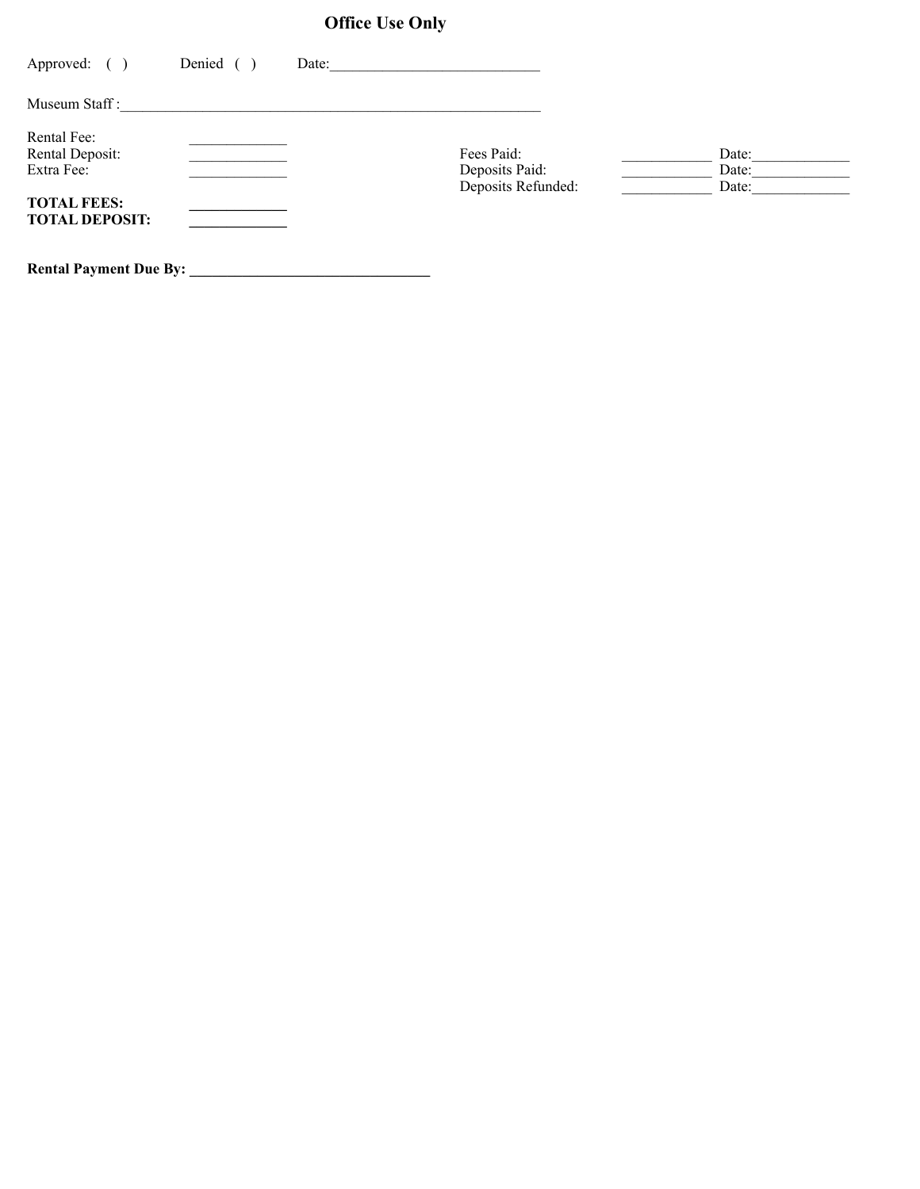## Office Use Only

Approved: ( ) Denied ( ) Date:___________________________

Museum Staff :_______________________________________________________

Rental Fee: _____________
Rental Deposit: _____________
Extra Fee: _____________

**TOTAL FEES:** _____________
**TOTAL DEPOSIT:** _____________

Fees Paid: ____________ Date:_____________
Deposits Paid: ____________ Date:_____________
Deposits Refunded: ____________ Date:_____________

**Rental Payment Due By: _______________________________**